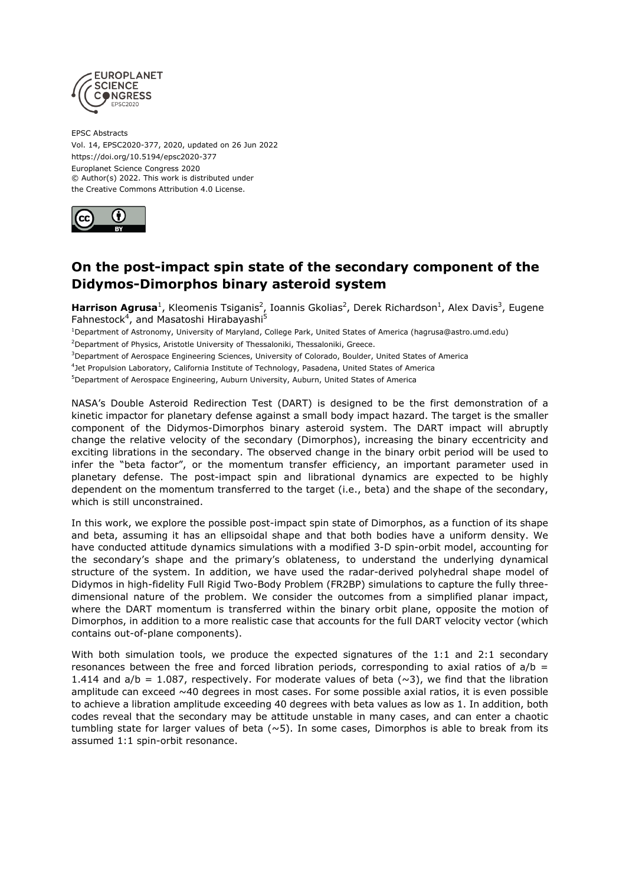EPSC Abstracts
Vol. 14, EPSC2020-377, 2020, updated on 26 Jun 2022
https://doi.org/10.5194/epsc2020-377
Europlanet Science Congress 2020
© Author(s) 2022. This work is distributed under
the Creative Commons Attribution 4.0 License.

# On the post-impact spin state of the secondary component of the Didymos-Dimorphos binary asteroid system

**Harrison Agrusa**[1], Kleomenis Tsiganis[2], Ioannis Gkolias[2], Derek Richardson[1], Alex Davis[3], Eugene Fahnestock[4], and Masatoshi Hirabayashi[5]

[1]Department of Astronomy, University of Maryland, College Park, United States of America (hagrusa@astro.umd.edu)
[2]Department of Physics, Aristotle University of Thessaloniki, Thessaloniki, Greece.
[3]Department of Aerospace Engineering Sciences, University of Colorado, Boulder, United States of America
[4]Jet Propulsion Laboratory, California Institute of Technology, Pasadena, United States of America
[5]Department of Aerospace Engineering, Auburn University, Auburn, United States of America

NASA's Double Asteroid Redirection Test (DART) is designed to be the first demonstration of a kinetic impactor for planetary defense against a small body impact hazard. The target is the smaller component of the Didymos-Dimorphos binary asteroid system. The DART impact will abruptly change the relative velocity of the secondary (Dimorphos), increasing the binary eccentricity and exciting librations in the secondary. The observed change in the binary orbit period will be used to infer the "beta factor", or the momentum transfer efficiency, an important parameter used in planetary defense. The post-impact spin and librational dynamics are expected to be highly dependent on the momentum transferred to the target (i.e., beta) and the shape of the secondary, which is still unconstrained.

In this work, we explore the possible post-impact spin state of Dimorphos, as a function of its shape and beta, assuming it has an ellipsoidal shape and that both bodies have a uniform density. We have conducted attitude dynamics simulations with a modified 3-D spin-orbit model, accounting for the secondary's shape and the primary's oblateness, to understand the underlying dynamical structure of the system. In addition, we have used the radar-derived polyhedral shape model of Didymos in high-fidelity Full Rigid Two-Body Problem (FR2BP) simulations to capture the fully three-dimensional nature of the problem. We consider the outcomes from a simplified planar impact, where the DART momentum is transferred within the binary orbit plane, opposite the motion of Dimorphos, in addition to a more realistic case that accounts for the full DART velocity vector (which contains out-of-plane components).

With both simulation tools, we produce the expected signatures of the 1:1 and 2:1 secondary resonances between the free and forced libration periods, corresponding to axial ratios of $a/b = 1.414$ and $a/b = 1.087$, respectively. For moderate values of beta ($\sim$3), we find that the libration amplitude can exceed $\sim$40 degrees in most cases. For some possible axial ratios, it is even possible to achieve a libration amplitude exceeding 40 degrees with beta values as low as 1. In addition, both codes reveal that the secondary may be attitude unstable in many cases, and can enter a chaotic tumbling state for larger values of beta ($\sim$5). In some cases, Dimorphos is able to break from its assumed 1:1 spin-orbit resonance.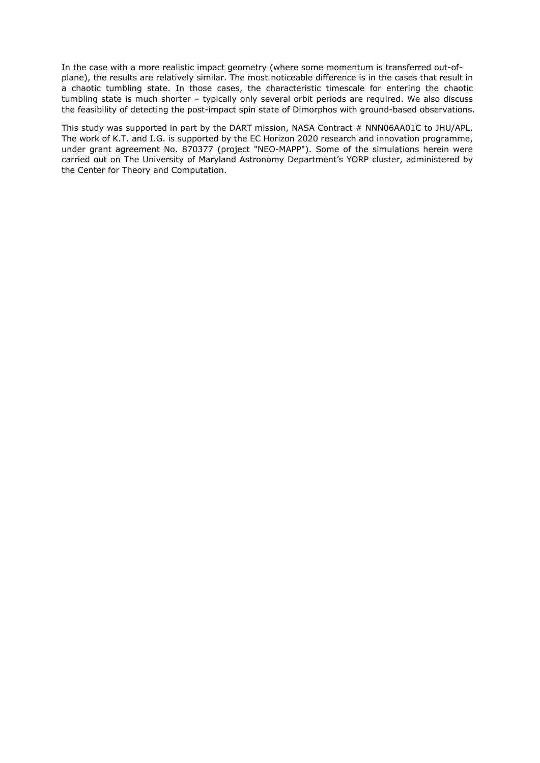In the case with a more realistic impact geometry (where some momentum is transferred out-of-plane), the results are relatively similar. The most noticeable difference is in the cases that result in a chaotic tumbling state. In those cases, the characteristic timescale for entering the chaotic tumbling state is much shorter – typically only several orbit periods are required. We also discuss the feasibility of detecting the post-impact spin state of Dimorphos with ground-based observations.

This study was supported in part by the DART mission, NASA Contract # NNN06AA01C to JHU/APL. The work of K.T. and I.G. is supported by the EC Horizon 2020 research and innovation programme, under grant agreement No. 870377 (project "NEO-MAPP"). Some of the simulations herein were carried out on The University of Maryland Astronomy Department's YORP cluster, administered by the Center for Theory and Computation.